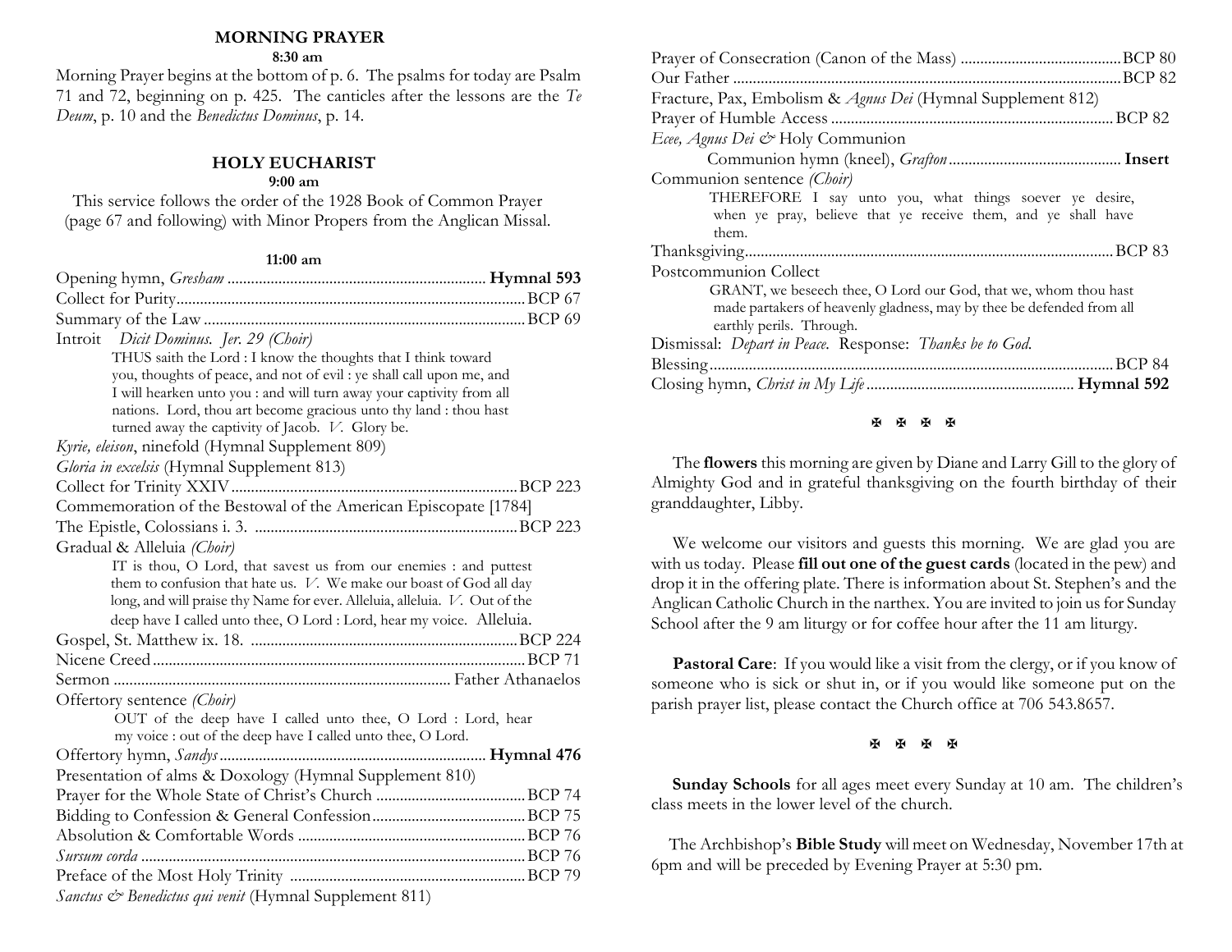## MORNING PRAYER

**8:30 am**

Morning Prayer begins at the bottom of p. 6. The psalms for today are Psalm 71 and 72, beginning on p. 425. The canticles after the lessons are the *Te Deum*, p. 10 and the *Benedictus Dominus*, p. 14.

## HOLY EUCHARIST

**9:00 am**

This service follows the order of the 1928 Book of Common Prayer (page 67 and following) with Minor Propers from the Anglican Missal.

**11:00 am**

Opening hymn, *Gresham* ........ **Hymnal 593**
Collect for Purity........ BCP 67
Summary of the Law ........ BCP 69
Introit *Dicit Dominus. Jer. 29 (Choir)*

> THUS saith the Lord : I know the thoughts that I think toward you, thoughts of peace, and not of evil : ye shall call upon me, and I will hearken unto you : and will turn away your captivity from all nations. Lord, thou art become gracious unto thy land : thou hast turned away the captivity of Jacob. *V.* Glory be.

*Kyrie, eleison*, ninefold (Hymnal Supplement 809)
*Gloria in excelsis* (Hymnal Supplement 813)
Collect for Trinity XXIV........ BCP 223
Commemoration of the Bestowal of the American Episcopate [1784]
The Epistle, Colossians i. 3. ........ BCP 223
Gradual & Alleluia *(Choir)*

> IT is thou, O Lord, that savest us from our enemies : and puttest them to confusion that hate us. *V.* We make our boast of God all day long, and will praise thy Name for ever. Alleluia, alleluia. *V.* Out of the deep have I called unto thee, O Lord : Lord, hear my voice. Alleluia.

Gospel, St. Matthew ix. 18. ........ BCP 224
Nicene Creed........ BCP 71
Sermon ........ Father Athanaelos
Offertory sentence *(Choir)*

> OUT of the deep have I called unto thee, O Lord : Lord, hear my voice : out of the deep have I called unto thee, O Lord.

Offertory hymn, *Sandys*........ **Hymnal 476**
Presentation of alms & Doxology (Hymnal Supplement 810)
Prayer for the Whole State of Christ's Church ........ BCP 74
Bidding to Confession & General Confession........ BCP 75
Absolution & Comfortable Words ........ BCP 76
*Sursum corda* ........ BCP 76
Preface of the Most Holy Trinity ........ BCP 79
*Sanctus & Benedictus qui venit* (Hymnal Supplement 811)
Prayer of Consecration (Canon of the Mass) ........ BCP 80
Our Father ........ BCP 82
Fracture, Pax, Embolism & *Agnus Dei* (Hymnal Supplement 812)
Prayer of Humble Access ........ BCP 82
*Ecce, Agnus Dei &* Holy Communion
Communion hymn (kneel), *Grafton*........ **Insert**
Communion sentence *(Choir)*

> THEREFORE I say unto you, what things soever ye desire, when ye pray, believe that ye receive them, and ye shall have them.

Thanksgiving........ BCP 83
Postcommunion Collect

> GRANT, we beseech thee, O Lord our God, that we, whom thou hast made partakers of heavenly gladness, may by thee be defended from all earthly perils. Through.

Dismissal: *Depart in Peace.* Response: *Thanks be to God.*
Blessing........ BCP 84
Closing hymn, *Christ in My Life*........ **Hymnal 592**

✠ ✠ ✠ ✠

The **flowers** this morning are given by Diane and Larry Gill to the glory of Almighty God and in grateful thanksgiving on the fourth birthday of their granddaughter, Libby.

We welcome our visitors and guests this morning. We are glad you are with us today. Please **fill out one of the guest cards** (located in the pew) and drop it in the offering plate. There is information about St. Stephen's and the Anglican Catholic Church in the narthex. You are invited to join us for Sunday School after the 9 am liturgy or for coffee hour after the 11 am liturgy.

**Pastoral Care**: If you would like a visit from the clergy, or if you know of someone who is sick or shut in, or if you would like someone put on the parish prayer list, please contact the Church office at 706 543.8657.

✠ ✠ ✠ ✠

**Sunday Schools** for all ages meet every Sunday at 10 am. The children's class meets in the lower level of the church.

The Archbishop's **Bible Study** will meet on Wednesday, November 17th at 6pm and will be preceded by Evening Prayer at 5:30 pm.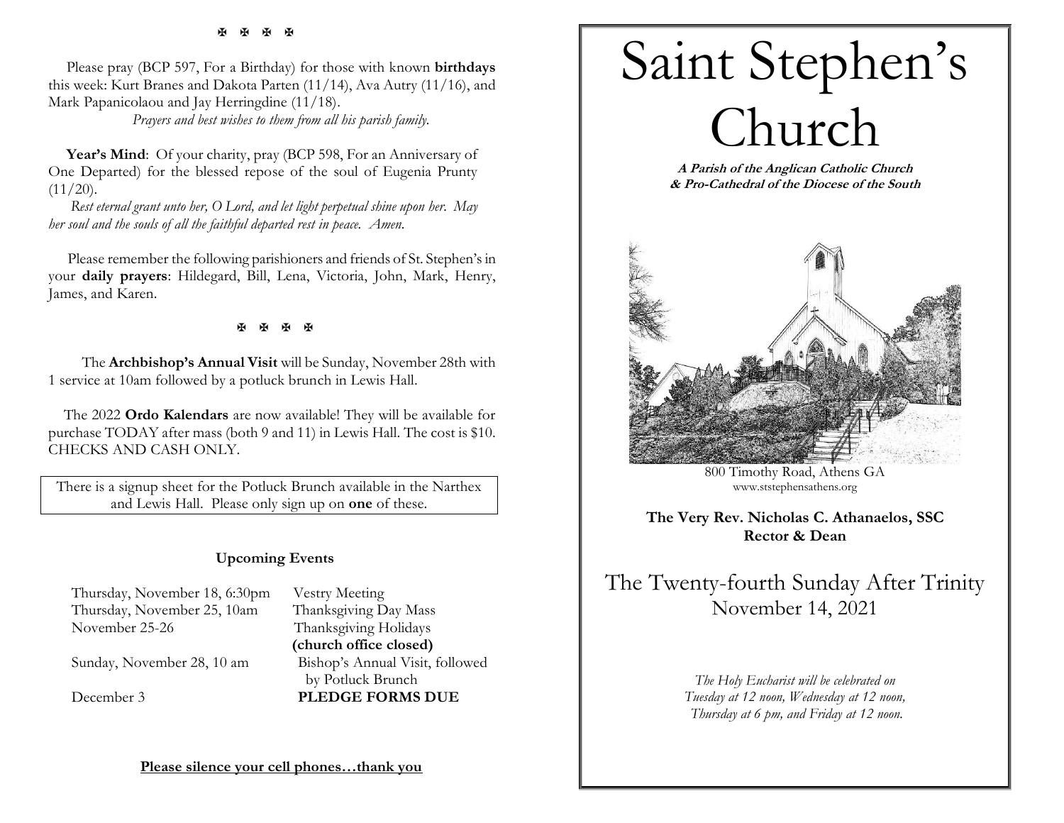✠ ✠ ✠ ✠

Please pray (BCP 597, For a Birthday) for those with known **birthdays** this week: Kurt Branes and Dakota Parten (11/14), Ava Autry (11/16), and Mark Papanicolaou and Jay Herringdine (11/18).

*Prayers and best wishes to them from all his parish family.*

**Year's Mind**: Of your charity, pray (BCP 598, For an Anniversary of One Departed) for the blessed repose of the soul of Eugenia Prunty (11/20).

*Rest eternal grant unto her, O Lord, and let light perpetual shine upon her. May her soul and the souls of all the faithful departed rest in peace. Amen.*

Please remember the following parishioners and friends of St. Stephen's in your **daily prayers**: Hildegard, Bill, Lena, Victoria, John, Mark, Henry, James, and Karen.

✠ ✠ ✠ ✠

The **Archbishop's Annual Visit** will be Sunday, November 28th with 1 service at 10am followed by a potluck brunch in Lewis Hall.

The 2022 **Ordo Kalendars** are now available! They will be available for purchase TODAY after mass (both 9 and 11) in Lewis Hall. The cost is $10. CHECKS AND CASH ONLY.

There is a signup sheet for the Potluck Brunch available in the Narthex and Lewis Hall. Please only sign up on **one** of these.

**Upcoming Events**

| | |
|---|---|
| Thursday, November 18, 6:30pm | Vestry Meeting |
| Thursday, November 25, 10am | Thanksgiving Day Mass |
| November 25-26 | Thanksgiving Holidays **(church office closed)** |
| Sunday, November 28, 10 am | Bishop's Annual Visit, followed by Potluck Brunch |
| December 3 | **PLEDGE FORMS DUE** |

**Please silence your cell phones…thank you**

# Saint Stephen's Church

***A Parish of the Anglican Catholic Church & Pro-Cathedral of the Diocese of the South***

800 Timothy Road, Athens GA
www.ststephensathens.org

**The Very Rev. Nicholas C. Athanaelos, SSC**
**Rector & Dean**

## The Twenty-fourth Sunday After Trinity
November 14, 2021

*The Holy Eucharist will be celebrated on Tuesday at 12 noon, Wednesday at 12 noon, Thursday at 6 pm, and Friday at 12 noon.*